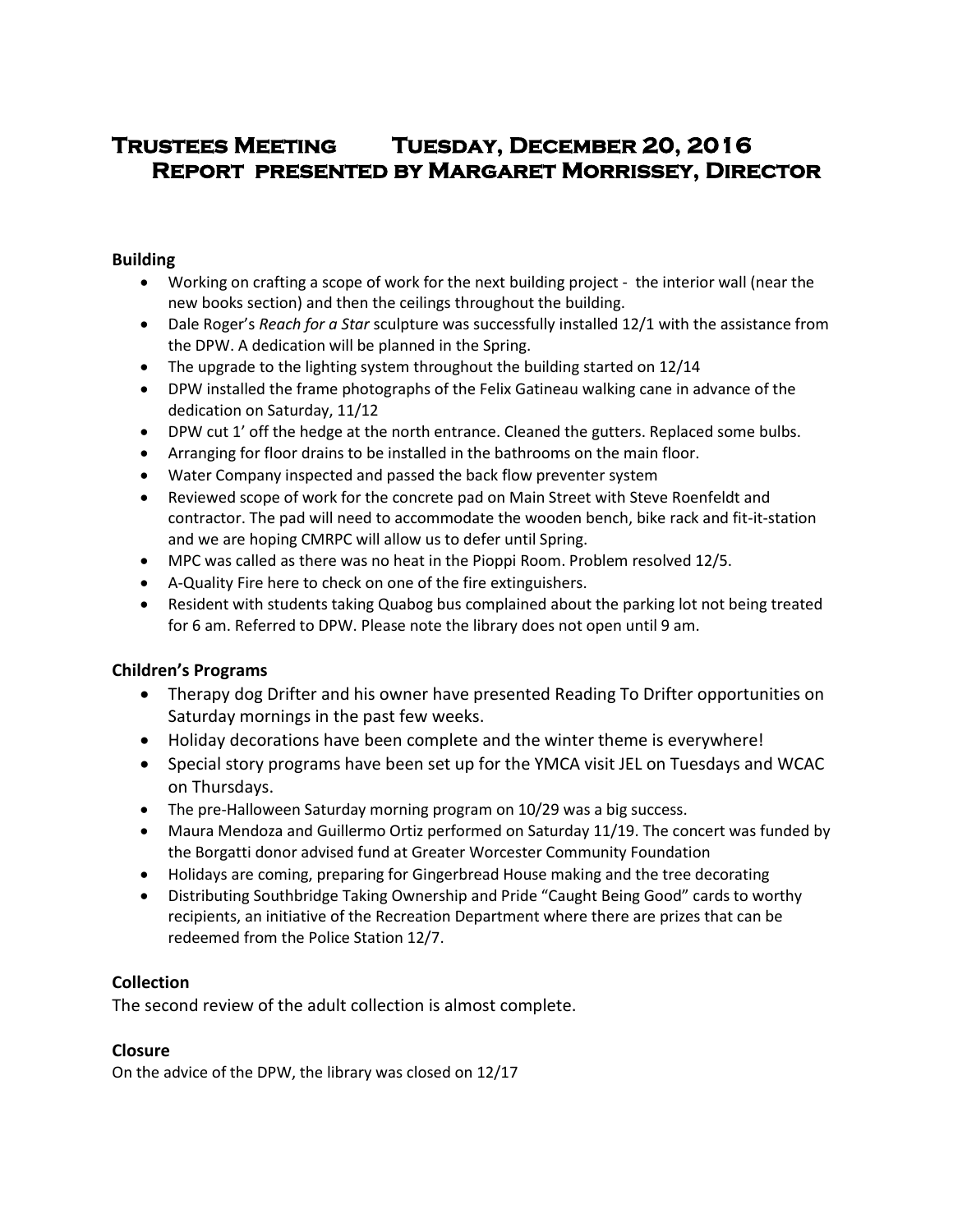# Trustees Meeting Tuesday, December 20, 2016
## Report presented by Margaret Morrissey, Director

### Building

- Working on crafting a scope of work for the next building project - the interior wall (near the new books section) and then the ceilings throughout the building.
- Dale Roger's *Reach for a Star* sculpture was successfully installed 12/1 with the assistance from the DPW. A dedication will be planned in the Spring.
- The upgrade to the lighting system throughout the building started on 12/14
- DPW installed the frame photographs of the Felix Gatineau walking cane in advance of the dedication on Saturday, 11/12
- DPW cut 1' off the hedge at the north entrance. Cleaned the gutters. Replaced some bulbs.
- Arranging for floor drains to be installed in the bathrooms on the main floor.
- Water Company inspected and passed the back flow preventer system
- Reviewed scope of work for the concrete pad on Main Street with Steve Roenfeldt and contractor. The pad will need to accommodate the wooden bench, bike rack and fit-it-station and we are hoping CMRPC will allow us to defer until Spring.
- MPC was called as there was no heat in the Pioppi Room. Problem resolved 12/5.
- A-Quality Fire here to check on one of the fire extinguishers.
- Resident with students taking Quabog bus complained about the parking lot not being treated for 6 am. Referred to DPW. Please note the library does not open until 9 am.

### Children's Programs

- Therapy dog Drifter and his owner have presented Reading To Drifter opportunities on Saturday mornings in the past few weeks.
- Holiday decorations have been complete and the winter theme is everywhere!
- Special story programs have been set up for the YMCA visit JEL on Tuesdays and WCAC on Thursdays.
- The pre-Halloween Saturday morning program on 10/29 was a big success.
- Maura Mendoza and Guillermo Ortiz performed on Saturday 11/19. The concert was funded by the Borgatti donor advised fund at Greater Worcester Community Foundation
- Holidays are coming, preparing for Gingerbread House making and the tree decorating
- Distributing Southbridge Taking Ownership and Pride "Caught Being Good" cards to worthy recipients, an initiative of the Recreation Department where there are prizes that can be redeemed from the Police Station 12/7.

### Collection

The second review of the adult collection is almost complete.

### Closure

On the advice of the DPW, the library was closed on 12/17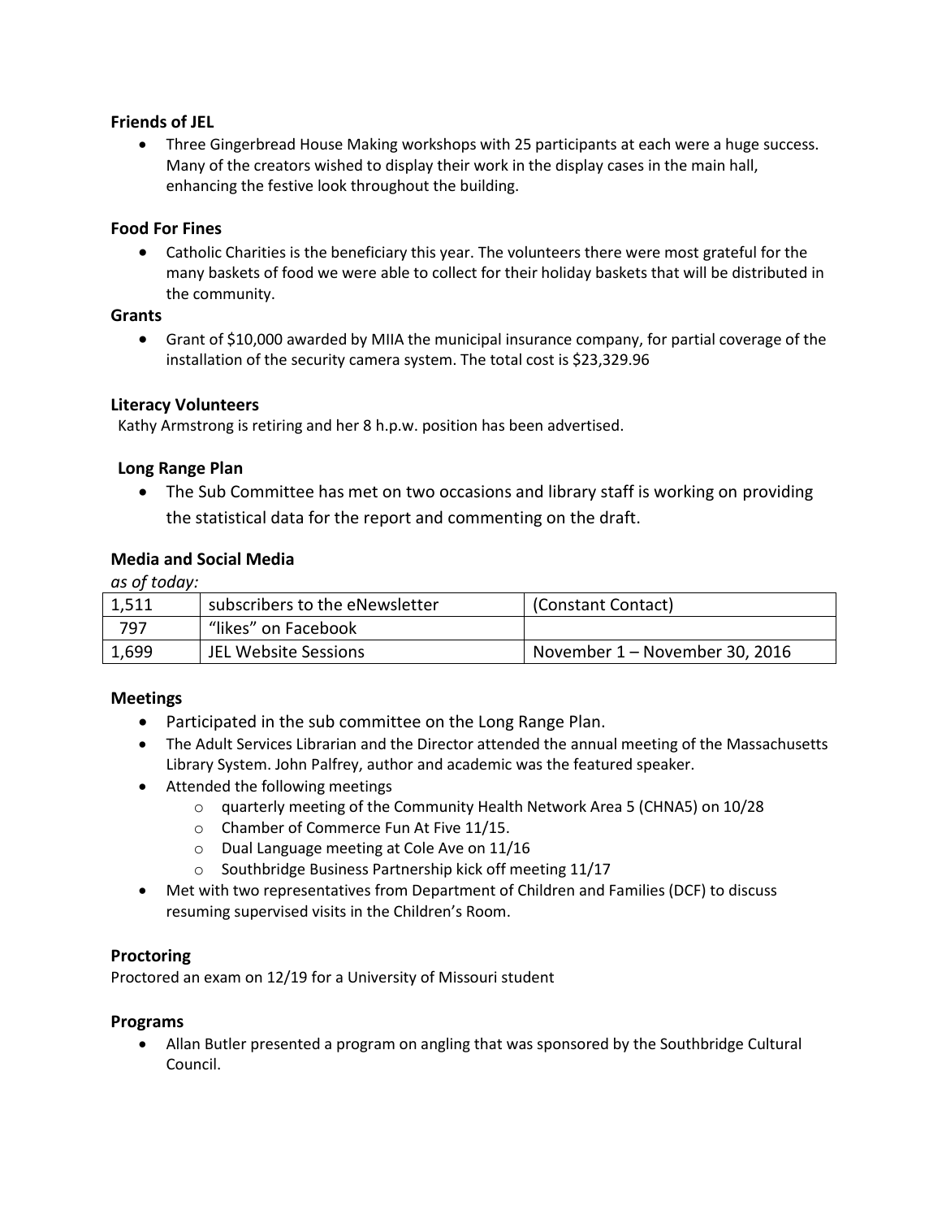**Friends of JEL**

- Three Gingerbread House Making workshops with 25 participants at each were a huge success. Many of the creators wished to display their work in the display cases in the main hall, enhancing the festive look throughout the building.

**Food For Fines**

- Catholic Charities is the beneficiary this year. The volunteers there were most grateful for the many baskets of food we were able to collect for their holiday baskets that will be distributed in the community.

**Grants**

- Grant of $10,000 awarded by MIIA the municipal insurance company, for partial coverage of the installation of the security camera system. The total cost is $23,329.96

**Literacy Volunteers**

Kathy Armstrong is retiring and her 8 h.p.w. position has been advertised.

**Long Range Plan**

- The Sub Committee has met on two occasions and library staff is working on providing the statistical data for the report and commenting on the draft.

**Media and Social Media**

*as of today:*

| 1,511 | subscribers to the eNewsletter | (Constant Contact) |
|---|---|---|
| 797 | "likes" on Facebook | |
| 1,699 | JEL Website Sessions | November 1 – November 30, 2016 |

**Meetings**

- Participated in the sub committee on the Long Range Plan.
- The Adult Services Librarian and the Director attended the annual meeting of the Massachusetts Library System. John Palfrey, author and academic was the featured speaker.
- Attended the following meetings
  - quarterly meeting of the Community Health Network Area 5 (CHNA5) on 10/28
  - Chamber of Commerce Fun At Five 11/15.
  - Dual Language meeting at Cole Ave on 11/16
  - Southbridge Business Partnership kick off meeting 11/17
- Met with two representatives from Department of Children and Families (DCF) to discuss resuming supervised visits in the Children's Room.

**Proctoring**

Proctored an exam on 12/19 for a University of Missouri student

**Programs**

- Allan Butler presented a program on angling that was sponsored by the Southbridge Cultural Council.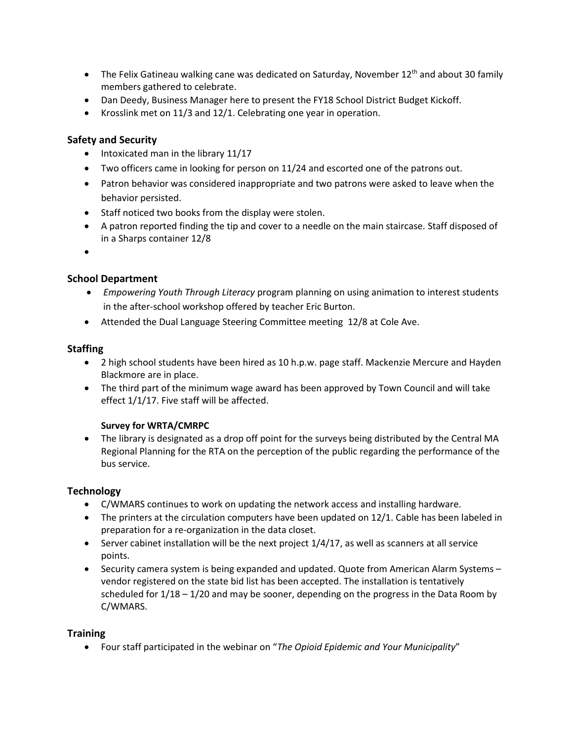- The Felix Gatineau walking cane was dedicated on Saturday, November 12th and about 30 family members gathered to celebrate.
- Dan Deedy, Business Manager here to present the FY18 School District Budget Kickoff.
- Krosslink met on 11/3 and 12/1. Celebrating one year in operation.

## Safety and Security

- Intoxicated man in the library 11/17
- Two officers came in looking for person on 11/24 and escorted one of the patrons out.
- Patron behavior was considered inappropriate and two patrons were asked to leave when the behavior persisted.
- Staff noticed two books from the display were stolen.
- A patron reported finding the tip and cover to a needle on the main staircase. Staff disposed of in a Sharps container 12/8
-

## School Department

- *Empowering Youth Through Literacy* program planning on using animation to interest students in the after-school workshop offered by teacher Eric Burton.
- Attended the Dual Language Steering Committee meeting 12/8 at Cole Ave.

## Staffing

- 2 high school students have been hired as 10 h.p.w. page staff. Mackenzie Mercure and Hayden Blackmore are in place.
- The third part of the minimum wage award has been approved by Town Council and will take effect 1/1/17. Five staff will be affected.

**Survey for WRTA/CMRPC**

- The library is designated as a drop off point for the surveys being distributed by the Central MA Regional Planning for the RTA on the perception of the public regarding the performance of the bus service.

## Technology

- C/WMARS continues to work on updating the network access and installing hardware.
- The printers at the circulation computers have been updated on 12/1. Cable has been labeled in preparation for a re-organization in the data closet.
- Server cabinet installation will be the next project 1/4/17, as well as scanners at all service points.
- Security camera system is being expanded and updated. Quote from American Alarm Systems – vendor registered on the state bid list has been accepted. The installation is tentatively scheduled for 1/18 – 1/20 and may be sooner, depending on the progress in the Data Room by C/WMARS.

## Training

- Four staff participated in the webinar on "*The Opioid Epidemic and Your Municipality*"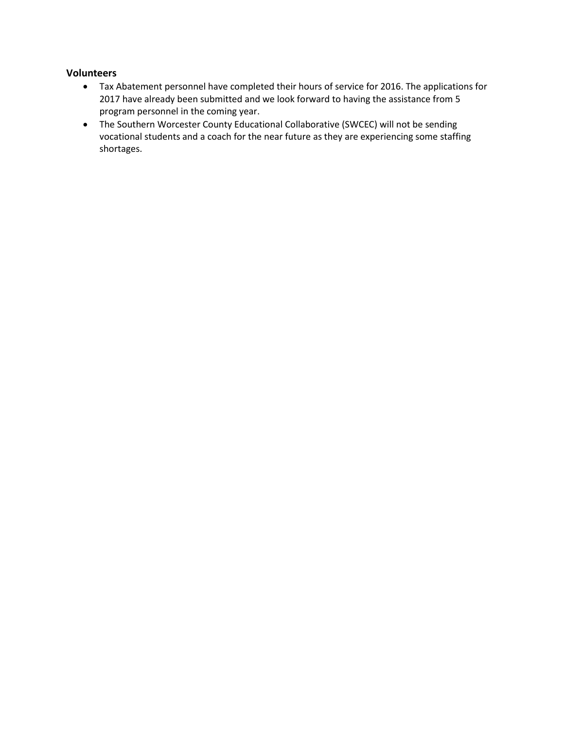### Volunteers

- Tax Abatement personnel have completed their hours of service for 2016. The applications for 2017 have already been submitted and we look forward to having the assistance from 5 program personnel in the coming year.
- The Southern Worcester County Educational Collaborative (SWCEC) will not be sending vocational students and a coach for the near future as they are experiencing some staffing shortages.